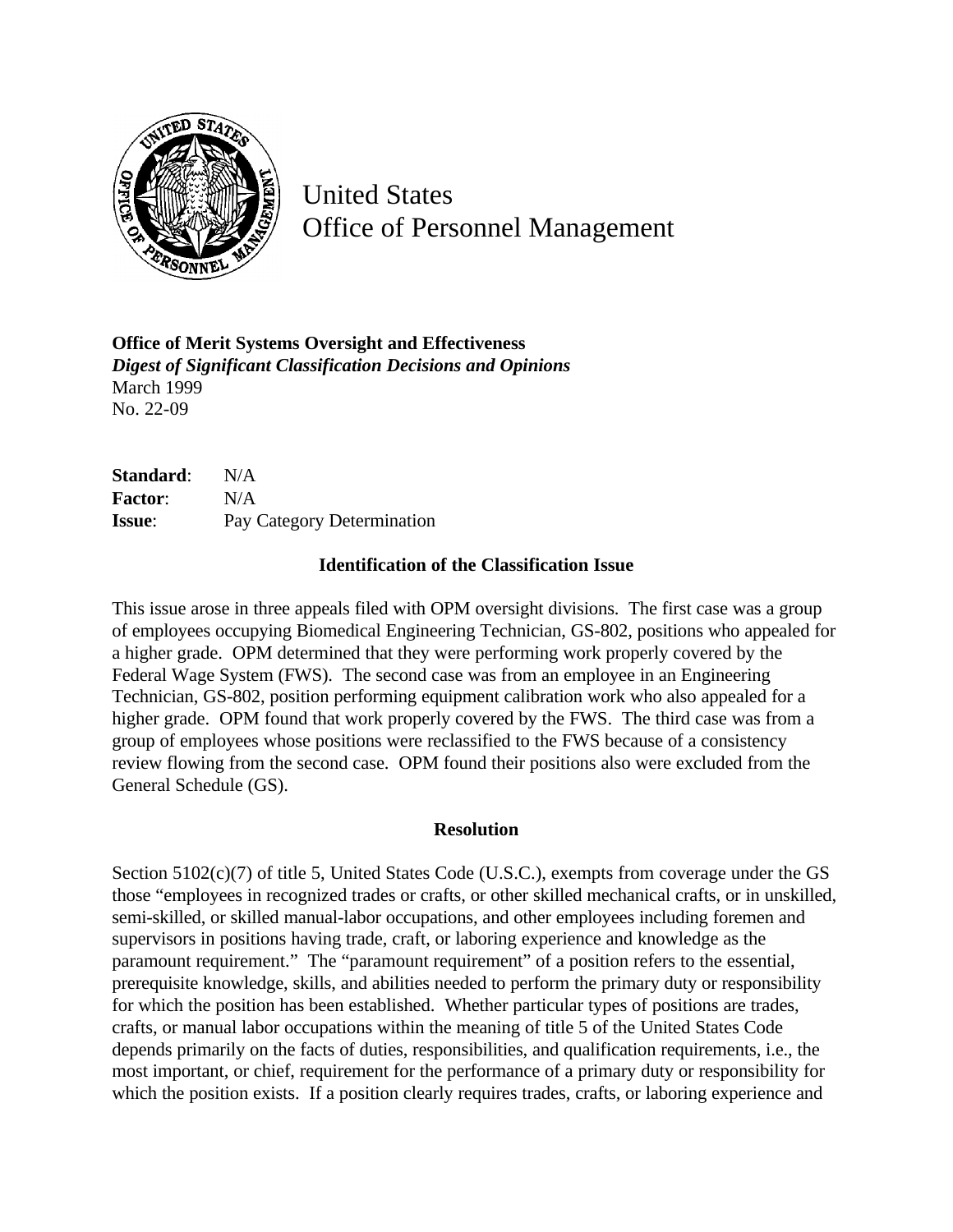# United States
# Office of Personnel Management

**Office of Merit Systems Oversight and Effectiveness**
***Digest of Significant Classification Decisions and Opinions***
March 1999
No. 22-09

**Standard**: N/A
**Factor**: N/A
**Issue**: Pay Category Determination

### Identification of the Classification Issue

This issue arose in three appeals filed with OPM oversight divisions. The first case was a group of employees occupying Biomedical Engineering Technician, GS-802, positions who appealed for a higher grade. OPM determined that they were performing work properly covered by the Federal Wage System (FWS). The second case was from an employee in an Engineering Technician, GS-802, position performing equipment calibration work who also appealed for a higher grade. OPM found that work properly covered by the FWS. The third case was from a group of employees whose positions were reclassified to the FWS because of a consistency review flowing from the second case. OPM found their positions also were excluded from the General Schedule (GS).

### Resolution

Section 5102(c)(7) of title 5, United States Code (U.S.C.), exempts from coverage under the GS those "employees in recognized trades or crafts, or other skilled mechanical crafts, or in unskilled, semi-skilled, or skilled manual-labor occupations, and other employees including foremen and supervisors in positions having trade, craft, or laboring experience and knowledge as the paramount requirement." The "paramount requirement" of a position refers to the essential, prerequisite knowledge, skills, and abilities needed to perform the primary duty or responsibility for which the position has been established. Whether particular types of positions are trades, crafts, or manual labor occupations within the meaning of title 5 of the United States Code depends primarily on the facts of duties, responsibilities, and qualification requirements, i.e., the most important, or chief, requirement for the performance of a primary duty or responsibility for which the position exists. If a position clearly requires trades, crafts, or laboring experience and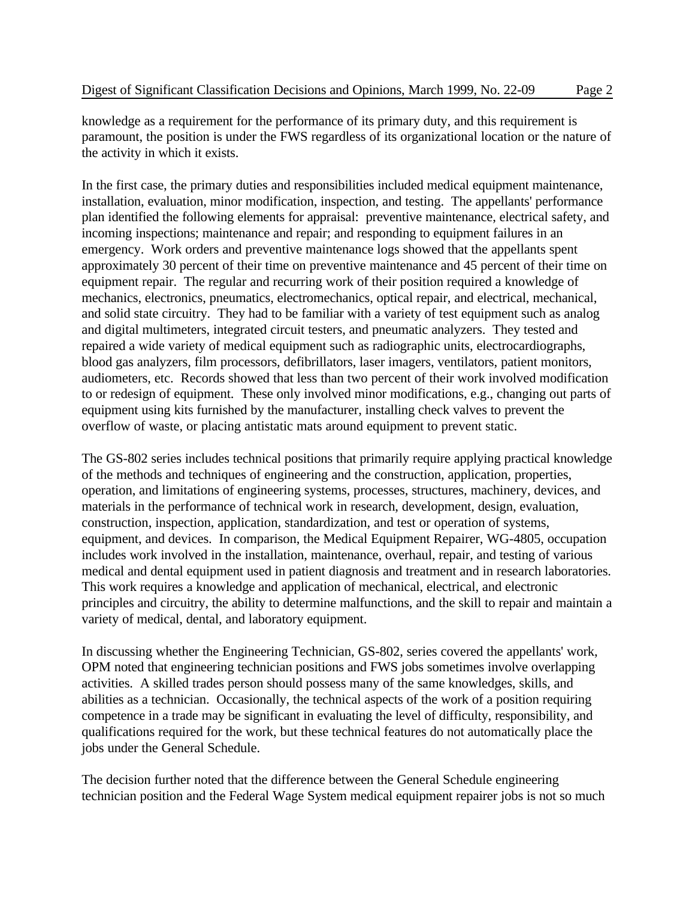knowledge as a requirement for the performance of its primary duty, and this requirement is paramount, the position is under the FWS regardless of its organizational location or the nature of the activity in which it exists.

In the first case, the primary duties and responsibilities included medical equipment maintenance, installation, evaluation, minor modification, inspection, and testing. The appellants' performance plan identified the following elements for appraisal: preventive maintenance, electrical safety, and incoming inspections; maintenance and repair; and responding to equipment failures in an emergency. Work orders and preventive maintenance logs showed that the appellants spent approximately 30 percent of their time on preventive maintenance and 45 percent of their time on equipment repair. The regular and recurring work of their position required a knowledge of mechanics, electronics, pneumatics, electromechanics, optical repair, and electrical, mechanical, and solid state circuitry. They had to be familiar with a variety of test equipment such as analog and digital multimeters, integrated circuit testers, and pneumatic analyzers. They tested and repaired a wide variety of medical equipment such as radiographic units, electrocardiographs, blood gas analyzers, film processors, defibrillators, laser imagers, ventilators, patient monitors, audiometers, etc. Records showed that less than two percent of their work involved modification to or redesign of equipment. These only involved minor modifications, e.g., changing out parts of equipment using kits furnished by the manufacturer, installing check valves to prevent the overflow of waste, or placing antistatic mats around equipment to prevent static.

The GS-802 series includes technical positions that primarily require applying practical knowledge of the methods and techniques of engineering and the construction, application, properties, operation, and limitations of engineering systems, processes, structures, machinery, devices, and materials in the performance of technical work in research, development, design, evaluation, construction, inspection, application, standardization, and test or operation of systems, equipment, and devices. In comparison, the Medical Equipment Repairer, WG-4805, occupation includes work involved in the installation, maintenance, overhaul, repair, and testing of various medical and dental equipment used in patient diagnosis and treatment and in research laboratories. This work requires a knowledge and application of mechanical, electrical, and electronic principles and circuitry, the ability to determine malfunctions, and the skill to repair and maintain a variety of medical, dental, and laboratory equipment.

In discussing whether the Engineering Technician, GS-802, series covered the appellants' work, OPM noted that engineering technician positions and FWS jobs sometimes involve overlapping activities. A skilled trades person should possess many of the same knowledges, skills, and abilities as a technician. Occasionally, the technical aspects of the work of a position requiring competence in a trade may be significant in evaluating the level of difficulty, responsibility, and qualifications required for the work, but these technical features do not automatically place the jobs under the General Schedule.

The decision further noted that the difference between the General Schedule engineering technician position and the Federal Wage System medical equipment repairer jobs is not so much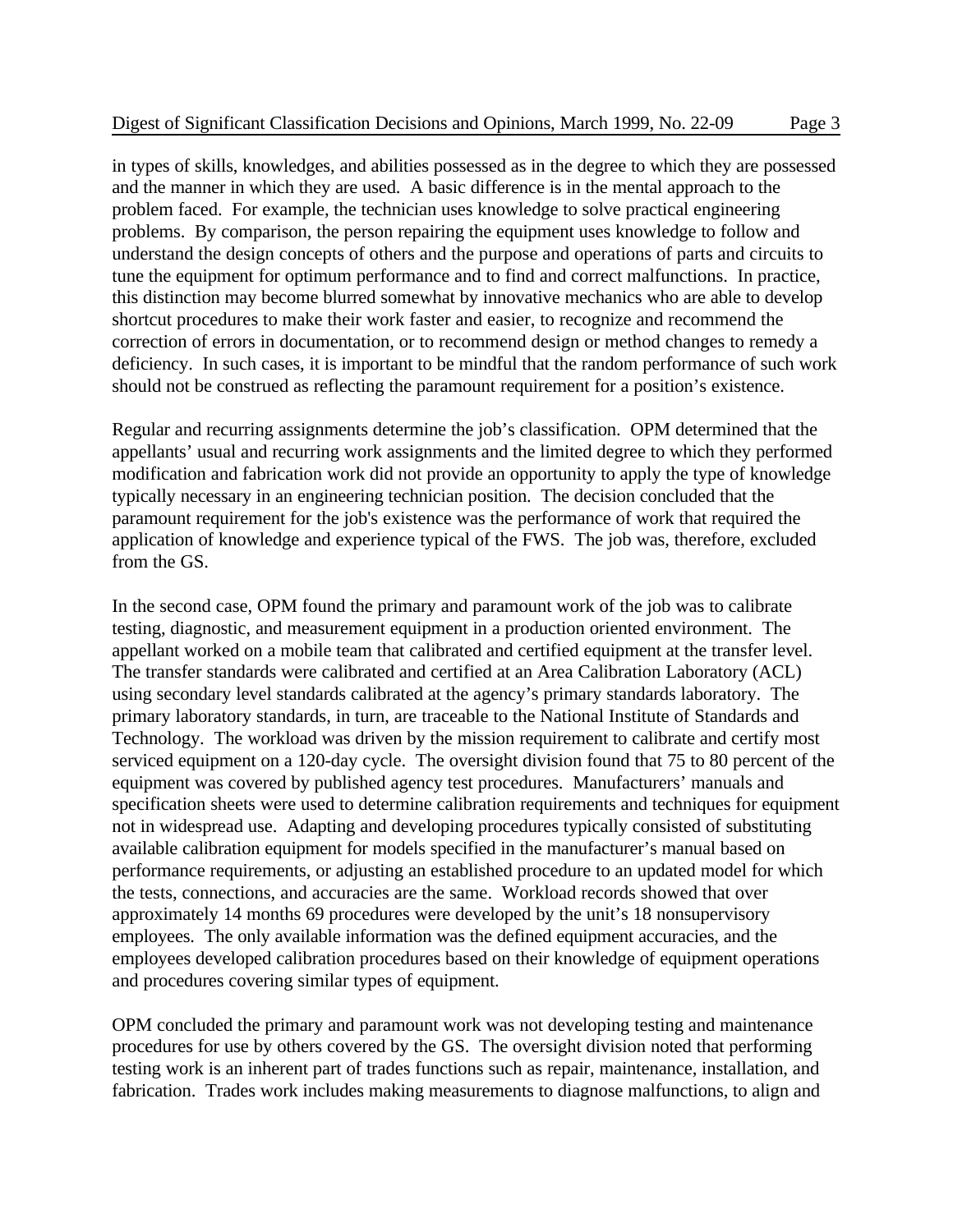in types of skills, knowledges, and abilities possessed as in the degree to which they are possessed and the manner in which they are used. A basic difference is in the mental approach to the problem faced. For example, the technician uses knowledge to solve practical engineering problems. By comparison, the person repairing the equipment uses knowledge to follow and understand the design concepts of others and the purpose and operations of parts and circuits to tune the equipment for optimum performance and to find and correct malfunctions. In practice, this distinction may become blurred somewhat by innovative mechanics who are able to develop shortcut procedures to make their work faster and easier, to recognize and recommend the correction of errors in documentation, or to recommend design or method changes to remedy a deficiency. In such cases, it is important to be mindful that the random performance of such work should not be construed as reflecting the paramount requirement for a position's existence.

Regular and recurring assignments determine the job's classification. OPM determined that the appellants' usual and recurring work assignments and the limited degree to which they performed modification and fabrication work did not provide an opportunity to apply the type of knowledge typically necessary in an engineering technician position. The decision concluded that the paramount requirement for the job's existence was the performance of work that required the application of knowledge and experience typical of the FWS. The job was, therefore, excluded from the GS.

In the second case, OPM found the primary and paramount work of the job was to calibrate testing, diagnostic, and measurement equipment in a production oriented environment. The appellant worked on a mobile team that calibrated and certified equipment at the transfer level. The transfer standards were calibrated and certified at an Area Calibration Laboratory (ACL) using secondary level standards calibrated at the agency's primary standards laboratory. The primary laboratory standards, in turn, are traceable to the National Institute of Standards and Technology. The workload was driven by the mission requirement to calibrate and certify most serviced equipment on a 120-day cycle. The oversight division found that 75 to 80 percent of the equipment was covered by published agency test procedures. Manufacturers' manuals and specification sheets were used to determine calibration requirements and techniques for equipment not in widespread use. Adapting and developing procedures typically consisted of substituting available calibration equipment for models specified in the manufacturer's manual based on performance requirements, or adjusting an established procedure to an updated model for which the tests, connections, and accuracies are the same. Workload records showed that over approximately 14 months 69 procedures were developed by the unit's 18 nonsupervisory employees. The only available information was the defined equipment accuracies, and the employees developed calibration procedures based on their knowledge of equipment operations and procedures covering similar types of equipment.

OPM concluded the primary and paramount work was not developing testing and maintenance procedures for use by others covered by the GS. The oversight division noted that performing testing work is an inherent part of trades functions such as repair, maintenance, installation, and fabrication. Trades work includes making measurements to diagnose malfunctions, to align and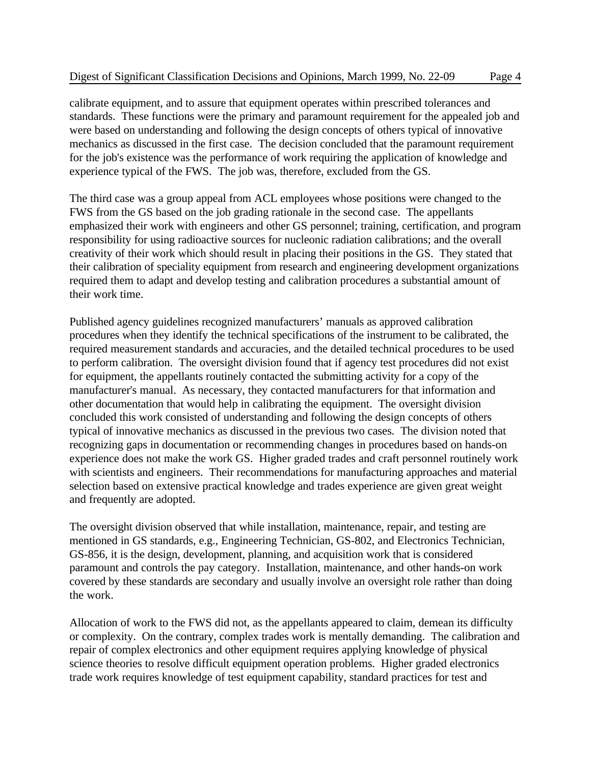calibrate equipment, and to assure that equipment operates within prescribed tolerances and standards. These functions were the primary and paramount requirement for the appealed job and were based on understanding and following the design concepts of others typical of innovative mechanics as discussed in the first case. The decision concluded that the paramount requirement for the job's existence was the performance of work requiring the application of knowledge and experience typical of the FWS. The job was, therefore, excluded from the GS.

The third case was a group appeal from ACL employees whose positions were changed to the FWS from the GS based on the job grading rationale in the second case. The appellants emphasized their work with engineers and other GS personnel; training, certification, and program responsibility for using radioactive sources for nucleonic radiation calibrations; and the overall creativity of their work which should result in placing their positions in the GS. They stated that their calibration of speciality equipment from research and engineering development organizations required them to adapt and develop testing and calibration procedures a substantial amount of their work time.

Published agency guidelines recognized manufacturers' manuals as approved calibration procedures when they identify the technical specifications of the instrument to be calibrated, the required measurement standards and accuracies, and the detailed technical procedures to be used to perform calibration. The oversight division found that if agency test procedures did not exist for equipment, the appellants routinely contacted the submitting activity for a copy of the manufacturer's manual. As necessary, they contacted manufacturers for that information and other documentation that would help in calibrating the equipment. The oversight division concluded this work consisted of understanding and following the design concepts of others typical of innovative mechanics as discussed in the previous two cases. The division noted that recognizing gaps in documentation or recommending changes in procedures based on hands-on experience does not make the work GS. Higher graded trades and craft personnel routinely work with scientists and engineers. Their recommendations for manufacturing approaches and material selection based on extensive practical knowledge and trades experience are given great weight and frequently are adopted.

The oversight division observed that while installation, maintenance, repair, and testing are mentioned in GS standards, e.g., Engineering Technician, GS-802, and Electronics Technician, GS-856, it is the design, development, planning, and acquisition work that is considered paramount and controls the pay category. Installation, maintenance, and other hands-on work covered by these standards are secondary and usually involve an oversight role rather than doing the work.

Allocation of work to the FWS did not, as the appellants appeared to claim, demean its difficulty or complexity. On the contrary, complex trades work is mentally demanding. The calibration and repair of complex electronics and other equipment requires applying knowledge of physical science theories to resolve difficult equipment operation problems. Higher graded electronics trade work requires knowledge of test equipment capability, standard practices for test and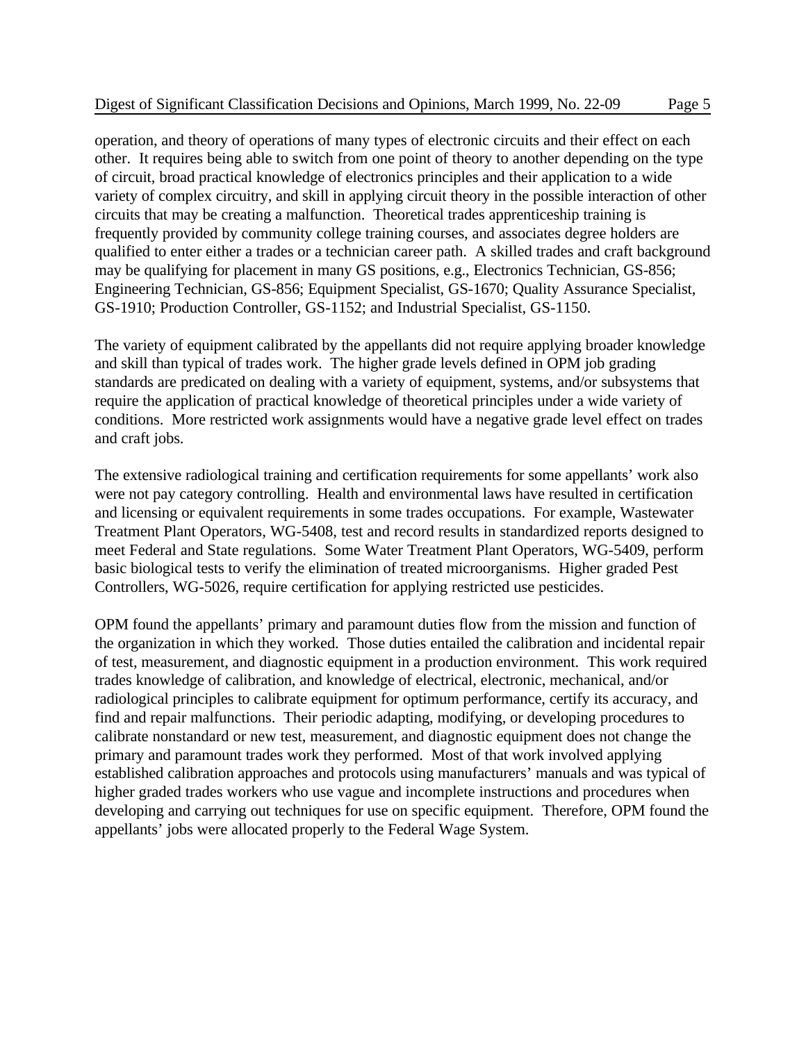operation, and theory of operations of many types of electronic circuits and their effect on each other. It requires being able to switch from one point of theory to another depending on the type of circuit, broad practical knowledge of electronics principles and their application to a wide variety of complex circuitry, and skill in applying circuit theory in the possible interaction of other circuits that may be creating a malfunction. Theoretical trades apprenticeship training is frequently provided by community college training courses, and associates degree holders are qualified to enter either a trades or a technician career path. A skilled trades and craft background may be qualifying for placement in many GS positions, e.g., Electronics Technician, GS-856; Engineering Technician, GS-856; Equipment Specialist, GS-1670; Quality Assurance Specialist, GS-1910; Production Controller, GS-1152; and Industrial Specialist, GS-1150.

The variety of equipment calibrated by the appellants did not require applying broader knowledge and skill than typical of trades work. The higher grade levels defined in OPM job grading standards are predicated on dealing with a variety of equipment, systems, and/or subsystems that require the application of practical knowledge of theoretical principles under a wide variety of conditions. More restricted work assignments would have a negative grade level effect on trades and craft jobs.

The extensive radiological training and certification requirements for some appellants' work also were not pay category controlling. Health and environmental laws have resulted in certification and licensing or equivalent requirements in some trades occupations. For example, Wastewater Treatment Plant Operators, WG-5408, test and record results in standardized reports designed to meet Federal and State regulations. Some Water Treatment Plant Operators, WG-5409, perform basic biological tests to verify the elimination of treated microorganisms. Higher graded Pest Controllers, WG-5026, require certification for applying restricted use pesticides.

OPM found the appellants' primary and paramount duties flow from the mission and function of the organization in which they worked. Those duties entailed the calibration and incidental repair of test, measurement, and diagnostic equipment in a production environment. This work required trades knowledge of calibration, and knowledge of electrical, electronic, mechanical, and/or radiological principles to calibrate equipment for optimum performance, certify its accuracy, and find and repair malfunctions. Their periodic adapting, modifying, or developing procedures to calibrate nonstandard or new test, measurement, and diagnostic equipment does not change the primary and paramount trades work they performed. Most of that work involved applying established calibration approaches and protocols using manufacturers' manuals and was typical of higher graded trades workers who use vague and incomplete instructions and procedures when developing and carrying out techniques for use on specific equipment. Therefore, OPM found the appellants' jobs were allocated properly to the Federal Wage System.